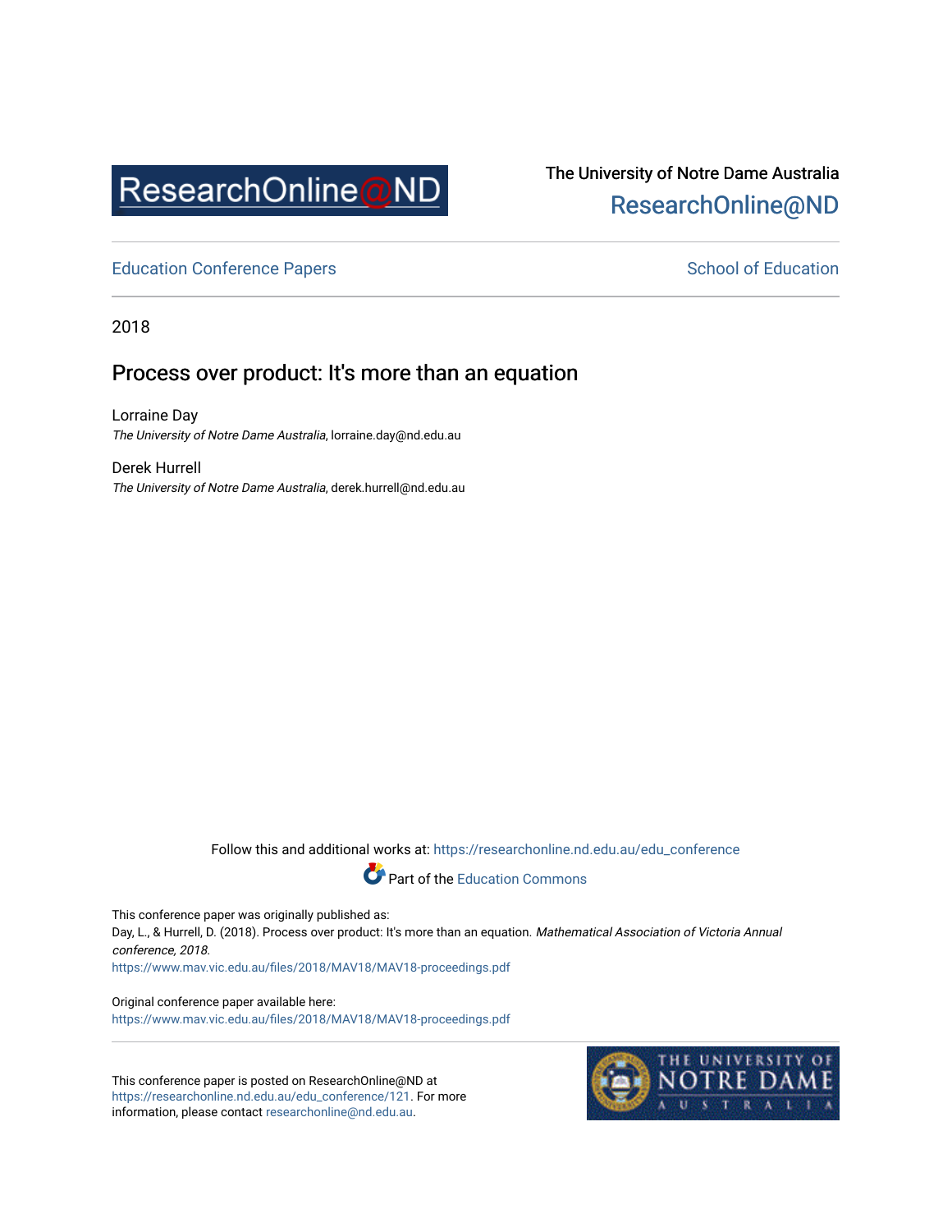The University of Notre Dame Australia
ResearchOnline@ND

Education Conference Papers

School of Education

2018

# Process over product: It's more than an equation

Lorraine Day
*The University of Notre Dame Australia*, lorraine.day@nd.edu.au

Derek Hurrell
*The University of Notre Dame Australia*, derek.hurrell@nd.edu.au

Follow this and additional works at: https://researchonline.nd.edu.au/edu_conference

Part of the Education Commons

This conference paper was originally published as:
Day, L., & Hurrell, D. (2018). Process over product: It's more than an equation. *Mathematical Association of Victoria Annual conference, 2018*.
https://www.mav.vic.edu.au/files/2018/MAV18/MAV18-proceedings.pdf

Original conference paper available here:
https://www.mav.vic.edu.au/files/2018/MAV18/MAV18-proceedings.pdf

This conference paper is posted on ResearchOnline@ND at https://researchonline.nd.edu.au/edu_conference/121. For more information, please contact researchonline@nd.edu.au.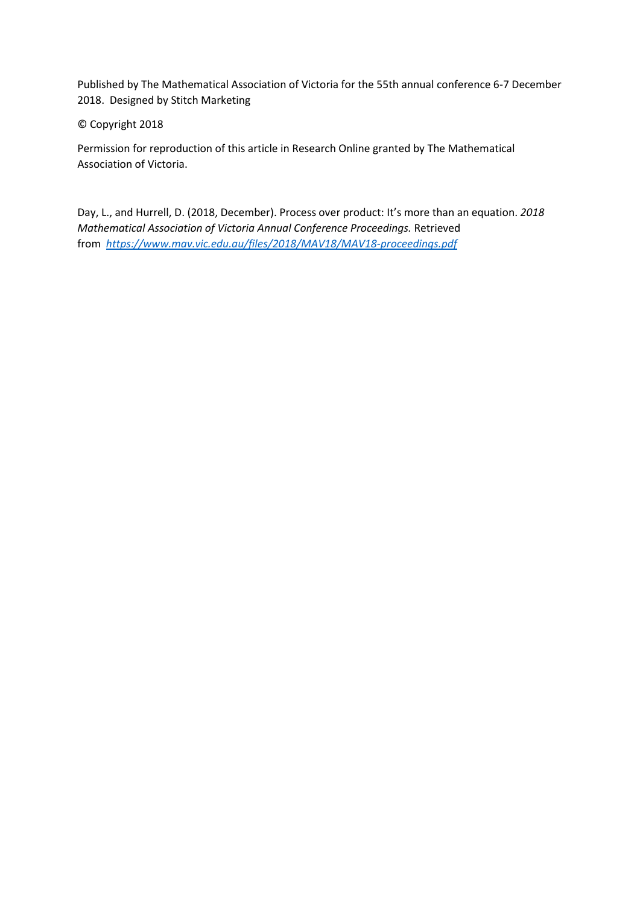Published by The Mathematical Association of Victoria for the 55th annual conference 6-7 December 2018. Designed by Stitch Marketing

© Copyright 2018

Permission for reproduction of this article in Research Online granted by The Mathematical Association of Victoria.

Day, L., and Hurrell, D. (2018, December). Process over product: It's more than an equation. *2018 Mathematical Association of Victoria Annual Conference Proceedings.* Retrieved from *https://www.mav.vic.edu.au/files/2018/MAV18/MAV18-proceedings.pdf*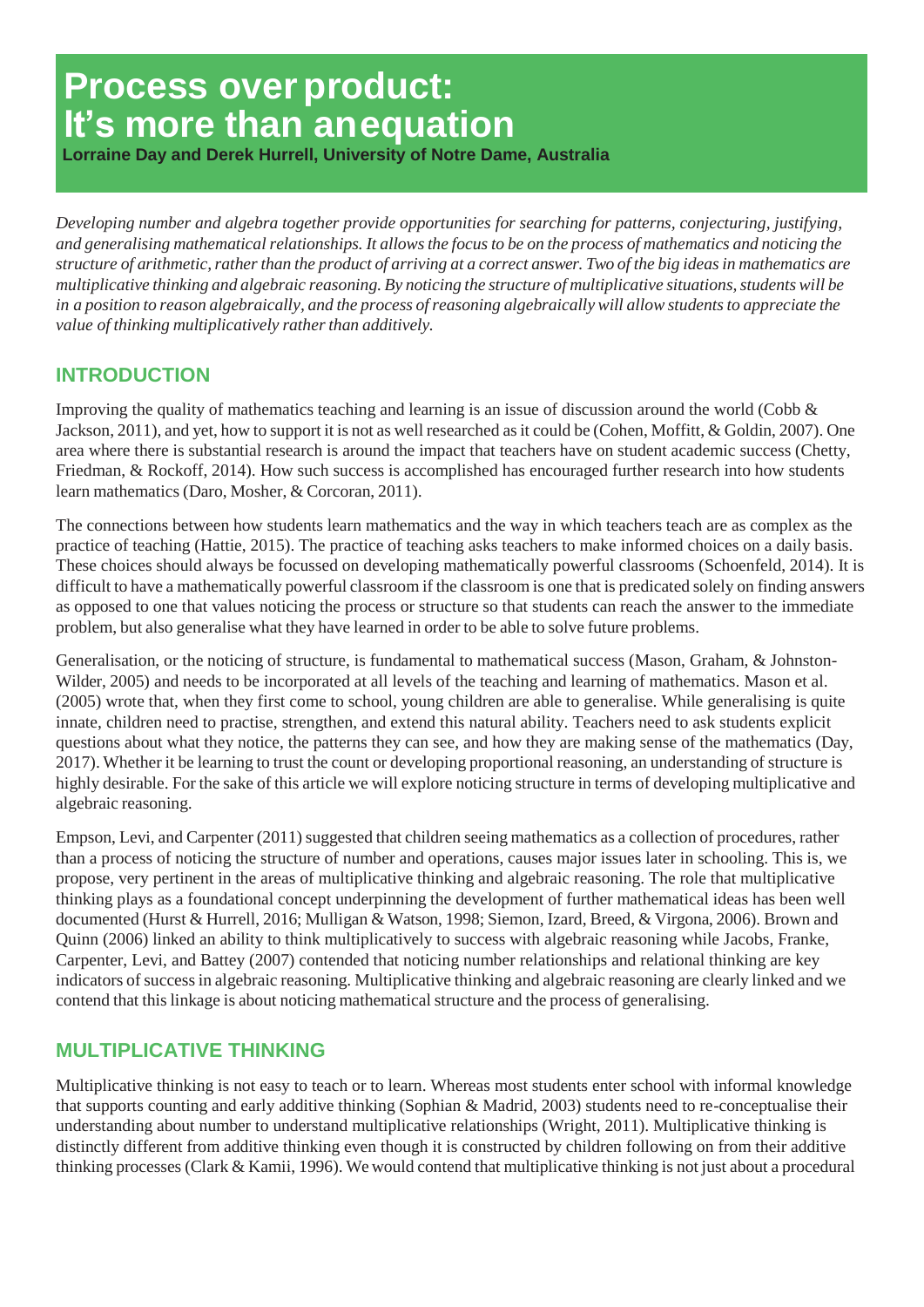# Process over product: It's more than an equation

**Lorraine Day and Derek Hurrell, University of Notre Dame, Australia**

*Developing number and algebra together provide opportunities for searching for patterns, conjecturing, justifying, and generalising mathematical relationships. It allows the focus to be on the process of mathematics and noticing the structure of arithmetic, rather than the product of arriving at a correct answer. Two of the big ideas in mathematics are multiplicative thinking and algebraic reasoning. By noticing the structure of multiplicative situations, students will be in a position to reason algebraically, and the process of reasoning algebraically will allow students to appreciate the value of thinking multiplicatively rather than additively.*

## INTRODUCTION

Improving the quality of mathematics teaching and learning is an issue of discussion around the world (Cobb & Jackson, 2011), and yet, how to support it is not as well researched as it could be (Cohen, Moffitt, & Goldin, 2007). One area where there is substantial research is around the impact that teachers have on student academic success (Chetty, Friedman, & Rockoff, 2014). How such success is accomplished has encouraged further research into how students learn mathematics (Daro, Mosher, & Corcoran, 2011).

The connections between how students learn mathematics and the way in which teachers teach are as complex as the practice of teaching (Hattie, 2015). The practice of teaching asks teachers to make informed choices on a daily basis. These choices should always be focussed on developing mathematically powerful classrooms (Schoenfeld, 2014). It is difficult to have a mathematically powerful classroom if the classroom is one that is predicated solely on finding answers as opposed to one that values noticing the process or structure so that students can reach the answer to the immediate problem, but also generalise what they have learned in order to be able to solve future problems.

Generalisation, or the noticing of structure, is fundamental to mathematical success (Mason, Graham, & Johnston-Wilder, 2005) and needs to be incorporated at all levels of the teaching and learning of mathematics. Mason et al. (2005) wrote that, when they first come to school, young children are able to generalise. While generalising is quite innate, children need to practise, strengthen, and extend this natural ability. Teachers need to ask students explicit questions about what they notice, the patterns they can see, and how they are making sense of the mathematics (Day, 2017). Whether it be learning to trust the count or developing proportional reasoning, an understanding of structure is highly desirable. For the sake of this article we will explore noticing structure in terms of developing multiplicative and algebraic reasoning.

Empson, Levi, and Carpenter (2011) suggested that children seeing mathematics as a collection of procedures, rather than a process of noticing the structure of number and operations, causes major issues later in schooling. This is, we propose, very pertinent in the areas of multiplicative thinking and algebraic reasoning. The role that multiplicative thinking plays as a foundational concept underpinning the development of further mathematical ideas has been well documented (Hurst & Hurrell, 2016; Mulligan & Watson, 1998; Siemon, Izard, Breed, & Virgona, 2006). Brown and Quinn (2006) linked an ability to think multiplicatively to success with algebraic reasoning while Jacobs, Franke, Carpenter, Levi, and Battey (2007) contended that noticing number relationships and relational thinking are key indicators of success in algebraic reasoning. Multiplicative thinking and algebraic reasoning are clearly linked and we contend that this linkage is about noticing mathematical structure and the process of generalising.

## MULTIPLICATIVE THINKING

Multiplicative thinking is not easy to teach or to learn. Whereas most students enter school with informal knowledge that supports counting and early additive thinking (Sophian & Madrid, 2003) students need to re-conceptualise their understanding about number to understand multiplicative relationships (Wright, 2011). Multiplicative thinking is distinctly different from additive thinking even though it is constructed by children following on from their additive thinking processes (Clark & Kamii, 1996). We would contend that multiplicative thinking is not just about a procedural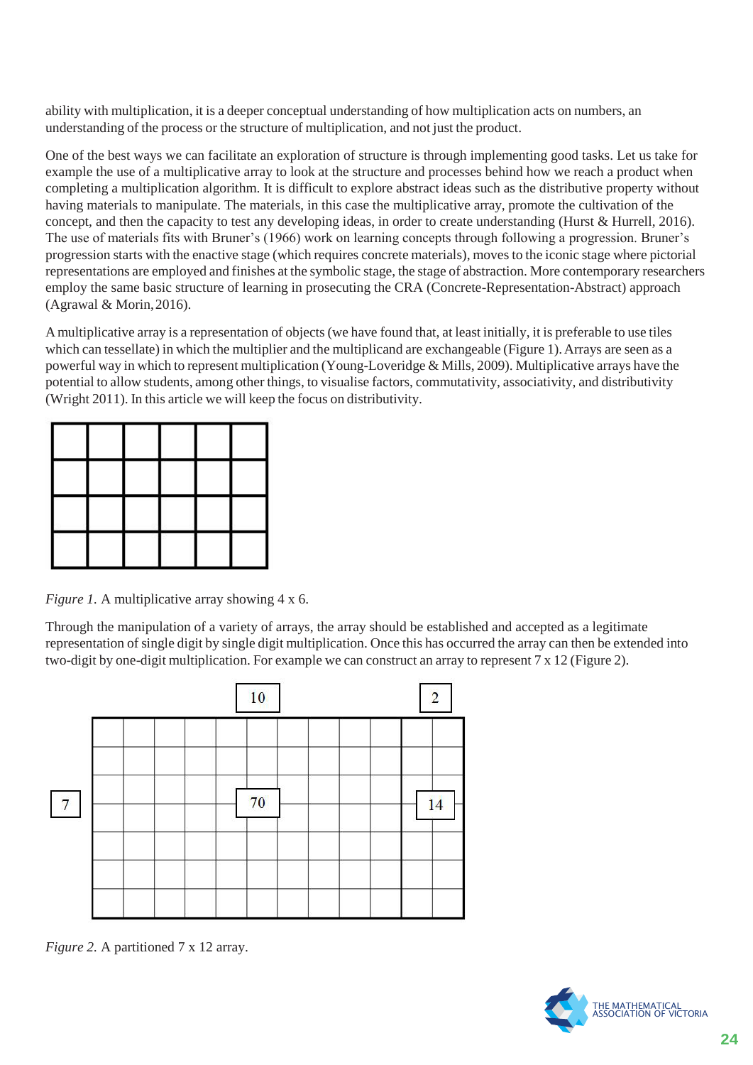ability with multiplication, it is a deeper conceptual understanding of how multiplication acts on numbers, an understanding of the process or the structure of multiplication, and not just the product.

One of the best ways we can facilitate an exploration of structure is through implementing good tasks. Let us take for example the use of a multiplicative array to look at the structure and processes behind how we reach a product when completing a multiplication algorithm. It is difficult to explore abstract ideas such as the distributive property without having materials to manipulate. The materials, in this case the multiplicative array, promote the cultivation of the concept, and then the capacity to test any developing ideas, in order to create understanding (Hurst & Hurrell, 2016). The use of materials fits with Bruner's (1966) work on learning concepts through following a progression. Bruner's progression starts with the enactive stage (which requires concrete materials), moves to the iconic stage where pictorial representations are employed and finishes at the symbolic stage, the stage of abstraction. More contemporary researchers employ the same basic structure of learning in prosecuting the CRA (Concrete-Representation-Abstract) approach (Agrawal & Morin, 2016).

A multiplicative array is a representation of objects (we have found that, at least initially, it is preferable to use tiles which can tessellate) in which the multiplier and the multiplicand are exchangeable (Figure 1). Arrays are seen as a powerful way in which to represent multiplication (Young-Loveridge & Mills, 2009). Multiplicative arrays have the potential to allow students, among other things, to visualise factors, commutativity, associativity, and distributivity (Wright 2011). In this article we will keep the focus on distributivity.

*Figure 1.* A multiplicative array showing 4 x 6.

Through the manipulation of a variety of arrays, the array should be established and accepted as a legitimate representation of single digit by single digit multiplication. Once this has occurred the array can then be extended into two-digit by one-digit multiplication. For example we can construct an array to represent 7 x 12 (Figure 2).

*Figure 2.* A partitioned 7 x 12 array.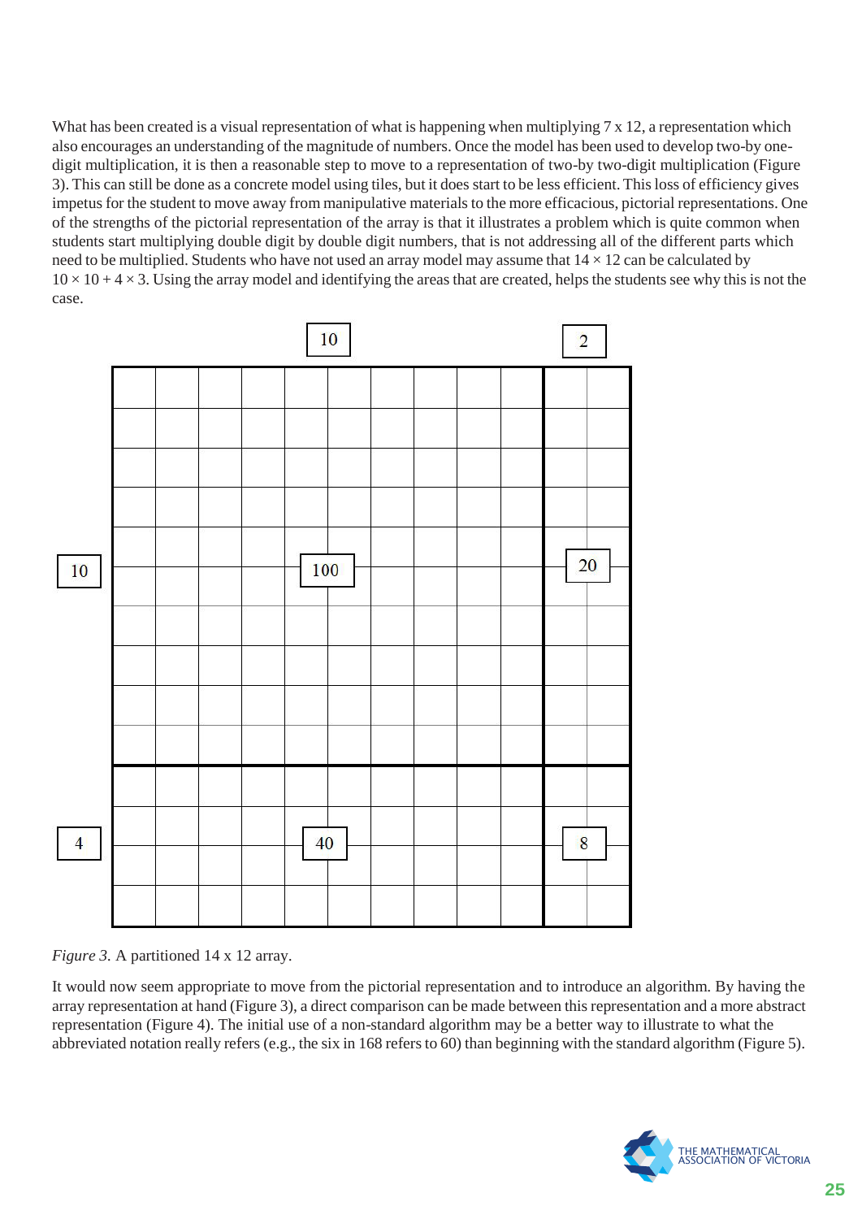What has been created is a visual representation of what is happening when multiplying 7 x 12, a representation which also encourages an understanding of the magnitude of numbers. Once the model has been used to develop two-by one-digit multiplication, it is then a reasonable step to move to a representation of two-by two-digit multiplication (Figure 3). This can still be done as a concrete model using tiles, but it does start to be less efficient. This loss of efficiency gives impetus for the student to move away from manipulative materials to the more efficacious, pictorial representations. One of the strengths of the pictorial representation of the array is that it illustrates a problem which is quite common when students start multiplying double digit by double digit numbers, that is not addressing all of the different parts which need to be multiplied. Students who have not used an array model may assume that $14 \times 12$ can be calculated by $10 \times 10 + 4 \times 3$. Using the array model and identifying the areas that are created, helps the students see why this is not the case.

*Figure 3.* A partitioned 14 x 12 array.

It would now seem appropriate to move from the pictorial representation and to introduce an algorithm. By having the array representation at hand (Figure 3), a direct comparison can be made between this representation and a more abstract representation (Figure 4). The initial use of a non-standard algorithm may be a better way to illustrate to what the abbreviated notation really refers (e.g., the six in 168 refers to 60) than beginning with the standard algorithm (Figure 5).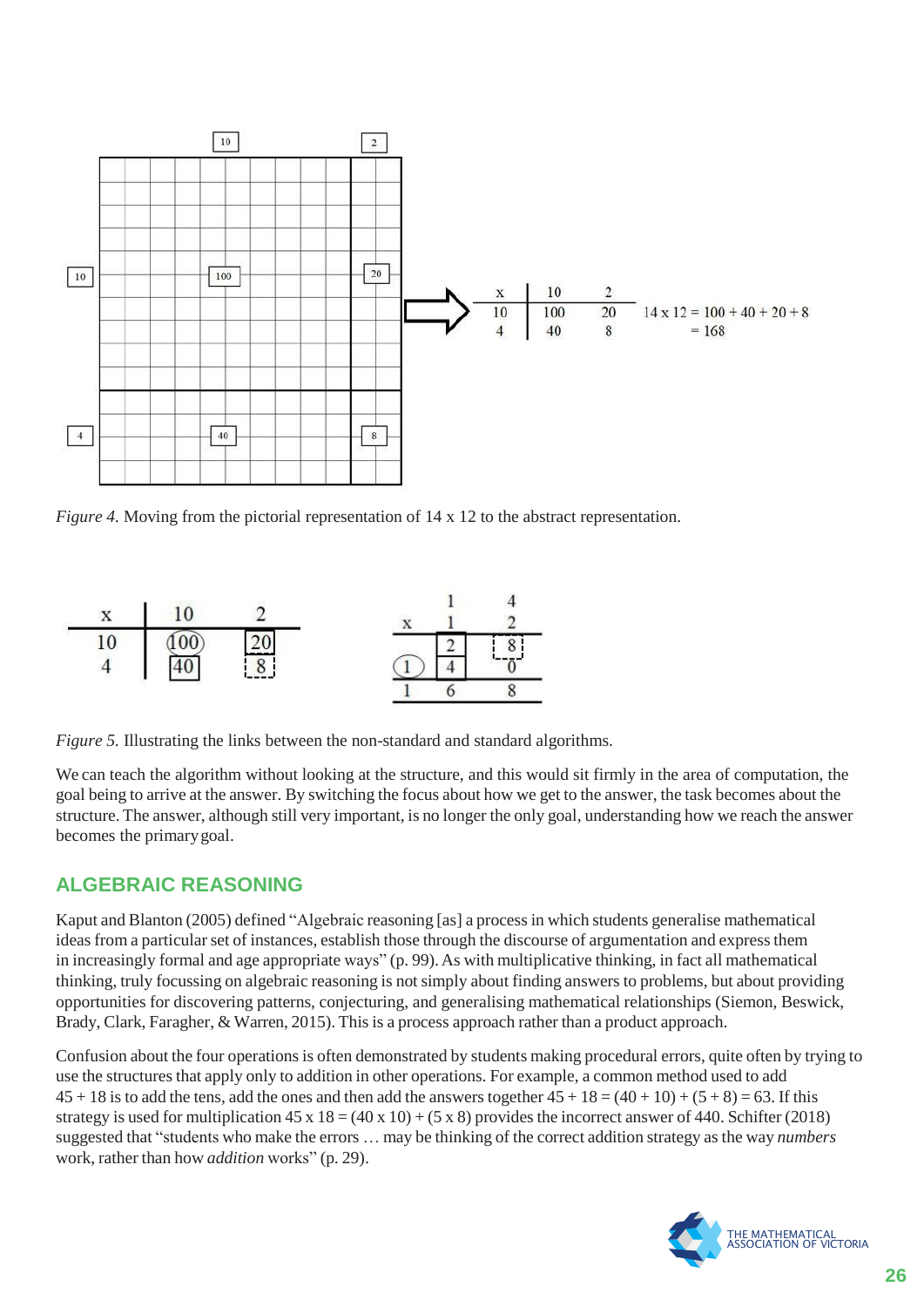| x | 10 | 2 |
|---|---|---|
| 10 | 100 | 20 |
| 4 | 40 | 8 |

$14 \times 12 = 100 + 40 + 20 + 8$
$= 168$

*Figure 4.* Moving from the pictorial representation of 14 x 12 to the abstract representation.

| x | 10 | 2 |
|---|---|---|
| 10 | 100 | 20 |
| 4 | 40 | 8 |

```
      1   4
 x    1   2
    -------
      2   8
  1   4   0
    -------
  1   6   8
```

*Figure 5.* Illustrating the links between the non-standard and standard algorithms.

We can teach the algorithm without looking at the structure, and this would sit firmly in the area of computation, the goal being to arrive at the answer. By switching the focus about how we get to the answer, the task becomes about the structure. The answer, although still very important, is no longer the only goal, understanding how we reach the answer becomes the primary goal.

## ALGEBRAIC REASONING

Kaput and Blanton (2005) defined "Algebraic reasoning [as] a process in which students generalise mathematical ideas from a particular set of instances, establish those through the discourse of argumentation and express them in increasingly formal and age appropriate ways" (p. 99). As with multiplicative thinking, in fact all mathematical thinking, truly focussing on algebraic reasoning is not simply about finding answers to problems, but about providing opportunities for discovering patterns, conjecturing, and generalising mathematical relationships (Siemon, Beswick, Brady, Clark, Faragher, & Warren, 2015). This is a process approach rather than a product approach.

Confusion about the four operations is often demonstrated by students making procedural errors, quite often by trying to use the structures that apply only to addition in other operations. For example, a common method used to add $45 + 18$ is to add the tens, add the ones and then add the answers together $45 + 18 = (40 + 10) + (5 + 8) = 63$. If this strategy is used for multiplication $45 \times 18 = (40 \times 10) + (5 \times 8)$ provides the incorrect answer of 440. Schifter (2018) suggested that "students who make the errors … may be thinking of the correct addition strategy as the way *numbers* work, rather than how *addition* works" (p. 29).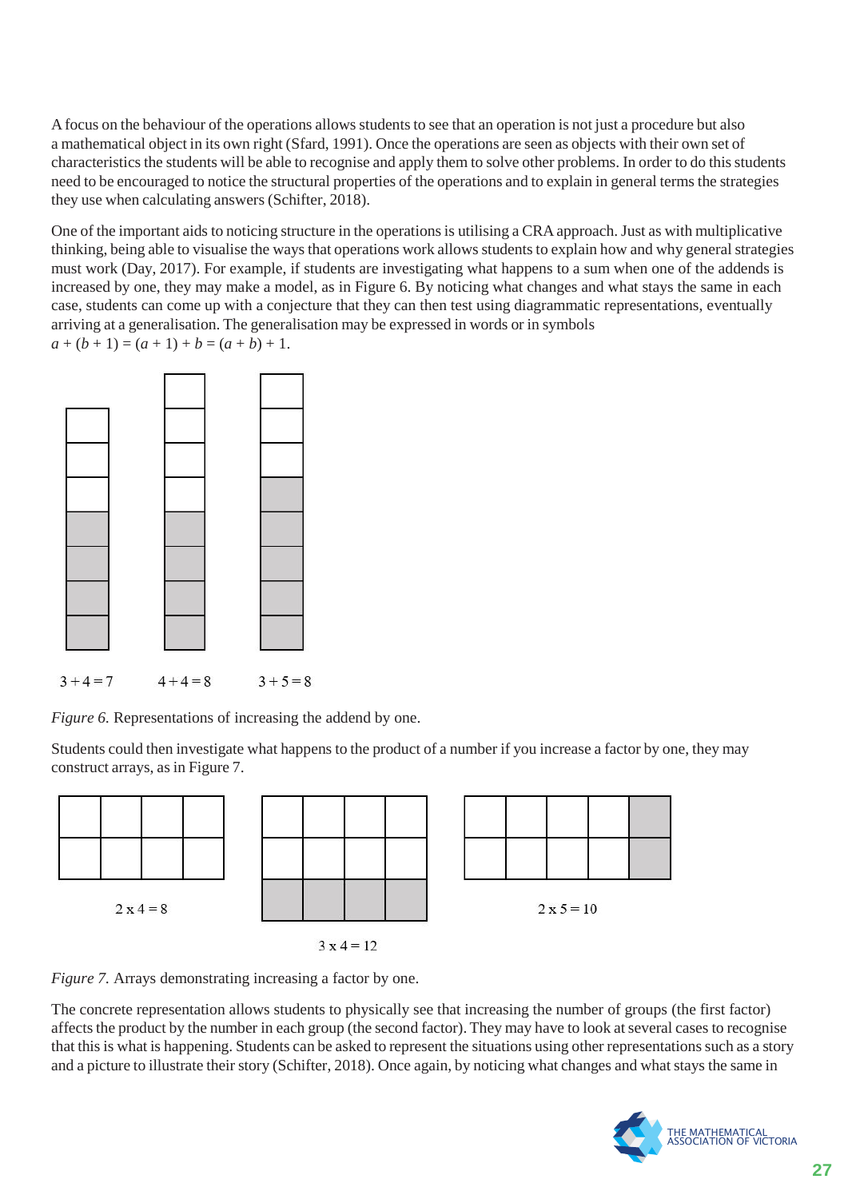A focus on the behaviour of the operations allows students to see that an operation is not just a procedure but also a mathematical object in its own right (Sfard, 1991). Once the operations are seen as objects with their own set of characteristics the students will be able to recognise and apply them to solve other problems. In order to do this students need to be encouraged to notice the structural properties of the operations and to explain in general terms the strategies they use when calculating answers (Schifter, 2018).

One of the important aids to noticing structure in the operations is utilising a CRA approach. Just as with multiplicative thinking, being able to visualise the ways that operations work allows students to explain how and why general strategies must work (Day, 2017). For example, if students are investigating what happens to a sum when one of the addends is increased by one, they may make a model, as in Figure 6. By noticing what changes and what stays the same in each case, students can come up with a conjecture that they can then test using diagrammatic representations, eventually arriving at a generalisation. The generalisation may be expressed in words or in symbols $a + (b + 1) = (a + 1) + b = (a + b) + 1$.

$3 + 4 = 7$ $\quad$ $4 + 4 = 8$ $\quad$ $3 + 5 = 8$

*Figure 6.* Representations of increasing the addend by one.

Students could then investigate what happens to the product of a number if you increase a factor by one, they may construct arrays, as in Figure 7.

$2 \times 4 = 8$ $\quad$ $3 \times 4 = 12$ $\quad$ $2 \times 5 = 10$

*Figure 7.* Arrays demonstrating increasing a factor by one.

The concrete representation allows students to physically see that increasing the number of groups (the first factor) affects the product by the number in each group (the second factor). They may have to look at several cases to recognise that this is what is happening. Students can be asked to represent the situations using other representations such as a story and a picture to illustrate their story (Schifter, 2018). Once again, by noticing what changes and what stays the same in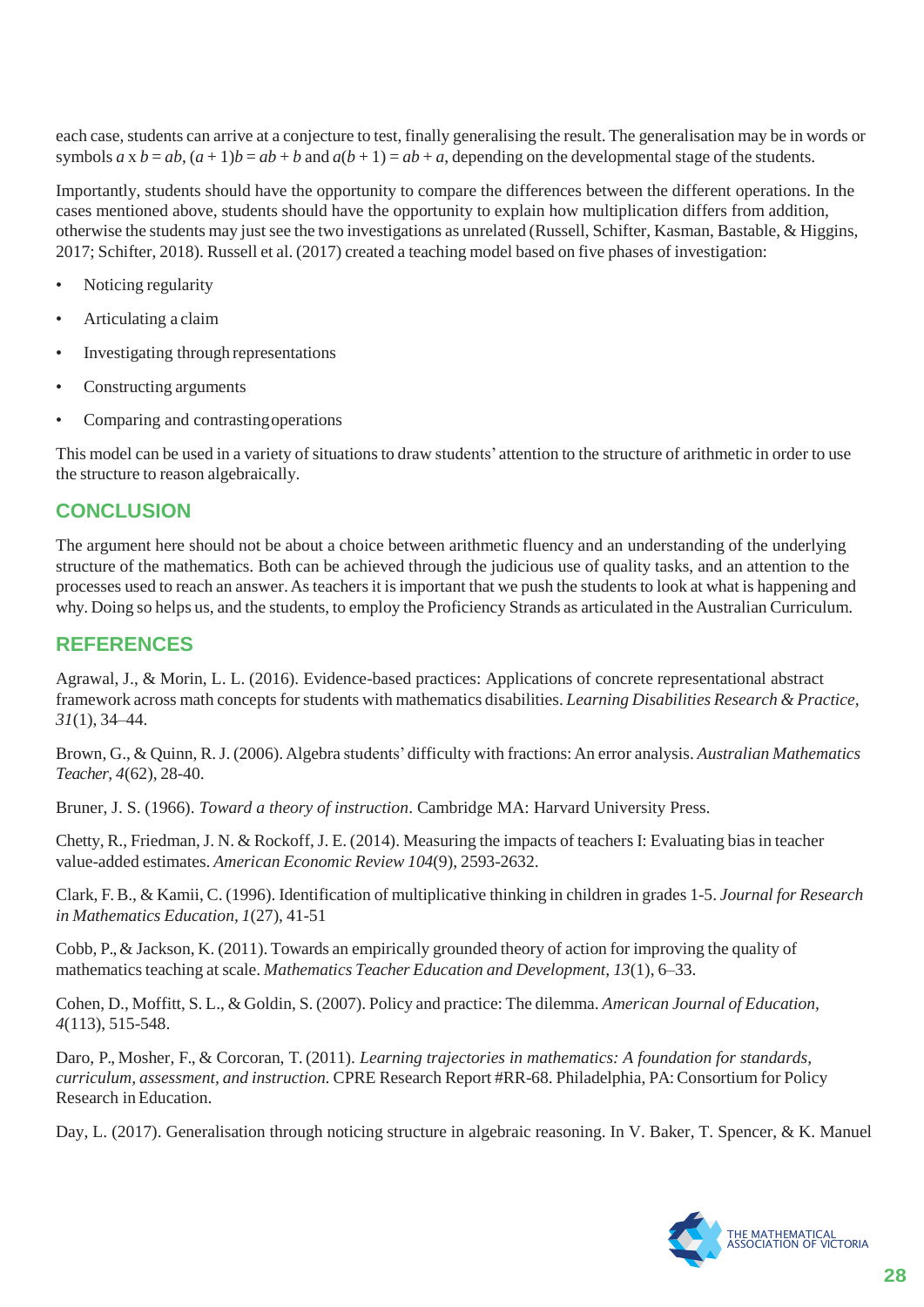each case, students can arrive at a conjecture to test, finally generalising the result. The generalisation may be in words or symbols $a \times b = ab$, $(a + 1)b = ab + b$ and $a(b + 1) = ab + a$, depending on the developmental stage of the students.

Importantly, students should have the opportunity to compare the differences between the different operations. In the cases mentioned above, students should have the opportunity to explain how multiplication differs from addition, otherwise the students may just see the two investigations as unrelated (Russell, Schifter, Kasman, Bastable, & Higgins, 2017; Schifter, 2018). Russell et al. (2017) created a teaching model based on five phases of investigation:

- Noticing regularity
- Articulating a claim
- Investigating through representations
- Constructing arguments
- Comparing and contrasting operations

This model can be used in a variety of situations to draw students' attention to the structure of arithmetic in order to use the structure to reason algebraically.

## CONCLUSION

The argument here should not be about a choice between arithmetic fluency and an understanding of the underlying structure of the mathematics. Both can be achieved through the judicious use of quality tasks, and an attention to the processes used to reach an answer. As teachers it is important that we push the students to look at what is happening and why. Doing so helps us, and the students, to employ the Proficiency Strands as articulated in the Australian Curriculum.

## REFERENCES

Agrawal, J., & Morin, L. L. (2016). Evidence-based practices: Applications of concrete representational abstract framework across math concepts for students with mathematics disabilities. *Learning Disabilities Research & Practice*, *31*(1), 34–44.

Brown, G., & Quinn, R. J. (2006). Algebra students' difficulty with fractions: An error analysis. *Australian Mathematics Teacher*, *4*(62), 28-40.

Bruner, J. S. (1966). *Toward a theory of instruction*. Cambridge MA: Harvard University Press.

Chetty, R., Friedman, J. N. & Rockoff, J. E. (2014). Measuring the impacts of teachers I: Evaluating bias in teacher value-added estimates. *American Economic Review 104*(9), 2593-2632.

Clark, F. B., & Kamii, C. (1996). Identification of multiplicative thinking in children in grades 1-5. *Journal for Research in Mathematics Education, 1*(27), 41-51

Cobb, P., & Jackson, K. (2011). Towards an empirically grounded theory of action for improving the quality of mathematics teaching at scale. *Mathematics Teacher Education and Development*, *13*(1), 6–33.

Cohen, D., Moffitt, S. L., & Goldin, S. (2007). Policy and practice: The dilemma. *American Journal of Education*, *4*(113), 515-548.

Daro, P., Mosher, F., & Corcoran, T. (2011). *Learning trajectories in mathematics: A foundation for standards, curriculum, assessment, and instruction*. CPRE Research Report #RR-68. Philadelphia, PA: Consortium for Policy Research in Education.

Day, L. (2017). Generalisation through noticing structure in algebraic reasoning. In V. Baker, T. Spencer, & K. Manuel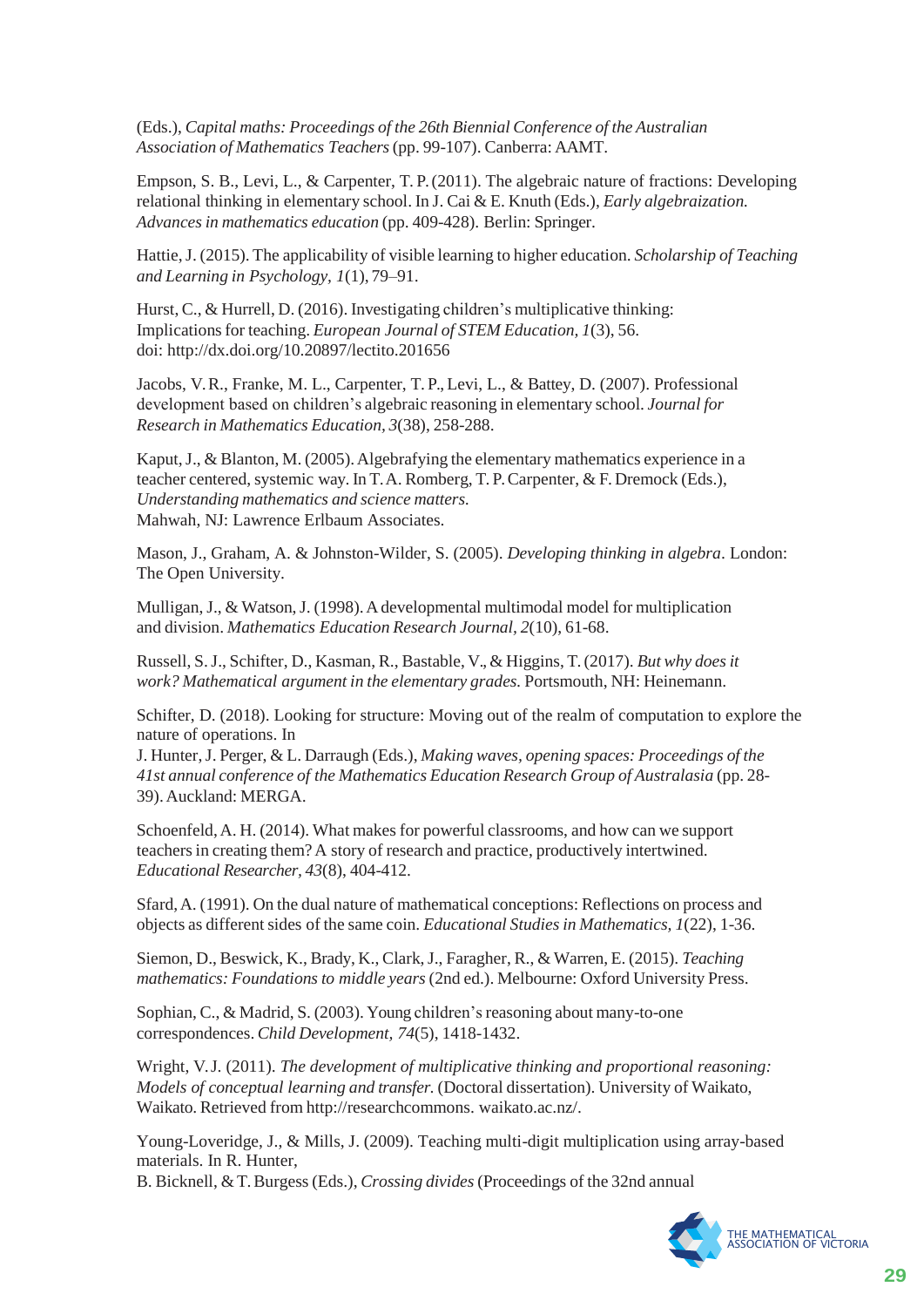(Eds.), *Capital maths: Proceedings of the 26th Biennial Conference of the Australian Association of Mathematics Teachers* (pp. 99-107). Canberra: AAMT.

Empson, S. B., Levi, L., & Carpenter, T. P. (2011). The algebraic nature of fractions: Developing relational thinking in elementary school. In J. Cai & E. Knuth (Eds.), *Early algebraization. Advances in mathematics education* (pp. 409-428). Berlin: Springer.

Hattie, J. (2015). The applicability of visible learning to higher education. *Scholarship of Teaching and Learning in Psychology, 1*(1), 79–91.

Hurst, C., & Hurrell, D. (2016). Investigating children's multiplicative thinking: Implications for teaching. *European Journal of STEM Education, 1*(3), 56. doi: http://dx.doi.org/10.20897/lectito.201656

Jacobs, V. R., Franke, M. L., Carpenter, T. P., Levi, L., & Battey, D. (2007). Professional development based on children's algebraic reasoning in elementary school. *Journal for Research in Mathematics Education, 3*(38), 258-288.

Kaput, J., & Blanton, M. (2005). Algebrafying the elementary mathematics experience in a teacher centered, systemic way. In T. A. Romberg, T. P. Carpenter, & F. Dremock (Eds.), *Understanding mathematics and science matters.* Mahwah, NJ: Lawrence Erlbaum Associates.

Mason, J., Graham, A. & Johnston-Wilder, S. (2005). *Developing thinking in algebra*. London: The Open University.

Mulligan, J., & Watson, J. (1998). A developmental multimodal model for multiplication and division. *Mathematics Education Research Journal, 2*(10), 61-68.

Russell, S. J., Schifter, D., Kasman, R., Bastable, V., & Higgins, T. (2017). *But why does it work? Mathematical argument in the elementary grades.* Portsmouth, NH: Heinemann.

Schifter, D. (2018). Looking for structure: Moving out of the realm of computation to explore the nature of operations. In J. Hunter, J. Perger, & L. Darraugh (Eds.), *Making waves, opening spaces: Proceedings of the 41st annual conference of the Mathematics Education Research Group of Australasia* (pp. 28-39). Auckland: MERGA.

Schoenfeld, A. H. (2014). What makes for powerful classrooms, and how can we support teachers in creating them? A story of research and practice, productively intertwined. *Educational Researcher, 43*(8), 404-412.

Sfard, A. (1991). On the dual nature of mathematical conceptions: Reflections on process and objects as different sides of the same coin. *Educational Studies in Mathematics, 1*(22), 1-36.

Siemon, D., Beswick, K., Brady, K., Clark, J., Faragher, R., & Warren, E. (2015). *Teaching mathematics: Foundations to middle years* (2nd ed.). Melbourne: Oxford University Press.

Sophian, C., & Madrid, S. (2003). Young children's reasoning about many-to-one correspondences. *Child Development, 74*(5), 1418-1432.

Wright, V. J. (2011). *The development of multiplicative thinking and proportional reasoning: Models of conceptual learning and transfer.* (Doctoral dissertation). University of Waikato, Waikato. Retrieved from http://researchcommons. waikato.ac.nz/.

Young-Loveridge, J., & Mills, J. (2009). Teaching multi-digit multiplication using array-based materials. In R. Hunter, B. Bicknell, & T. Burgess (Eds.), *Crossing divides* (Proceedings of the 32nd annual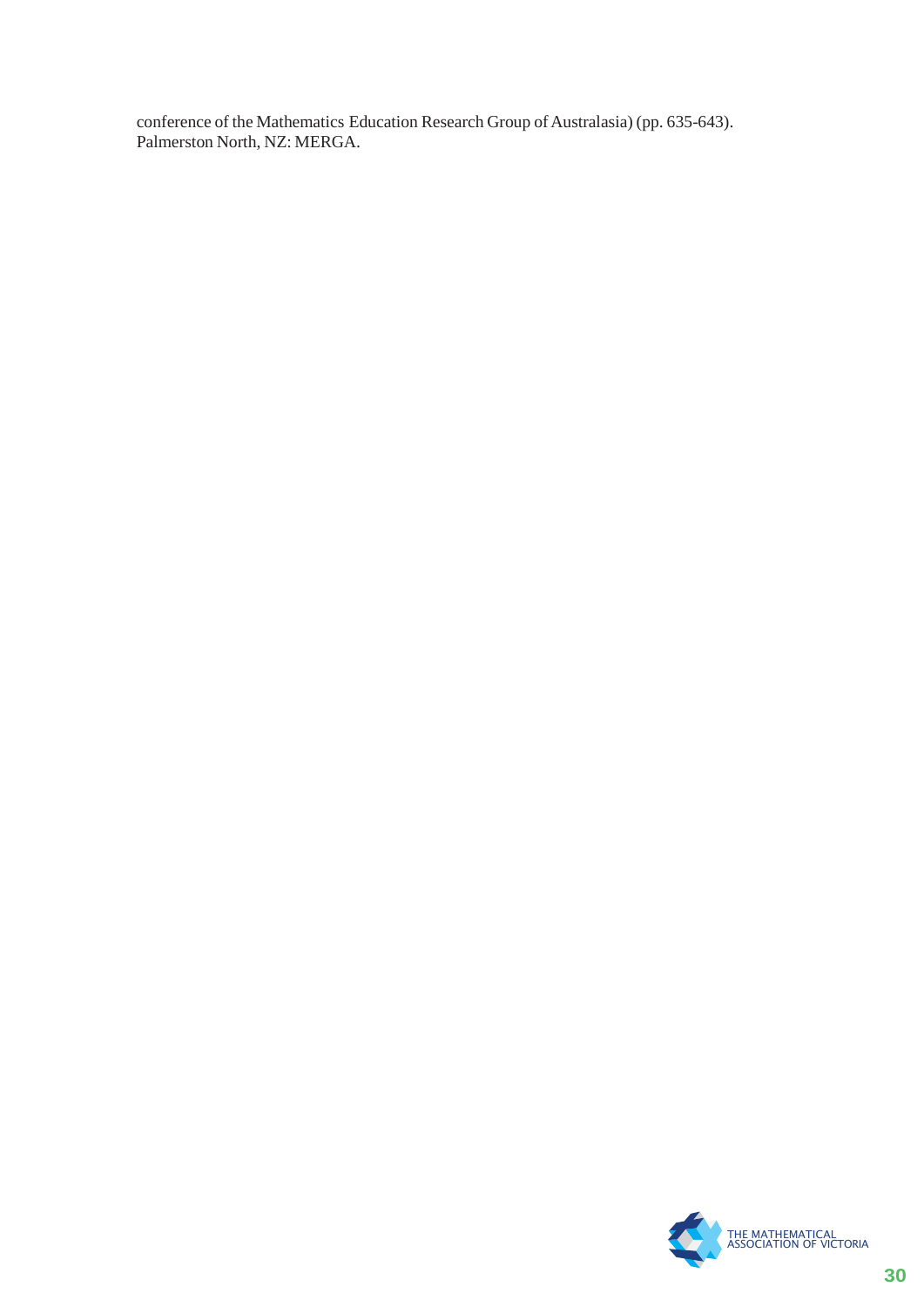conference of the Mathematics Education Research Group of Australasia) (pp. 635-643). Palmerston North, NZ: MERGA.